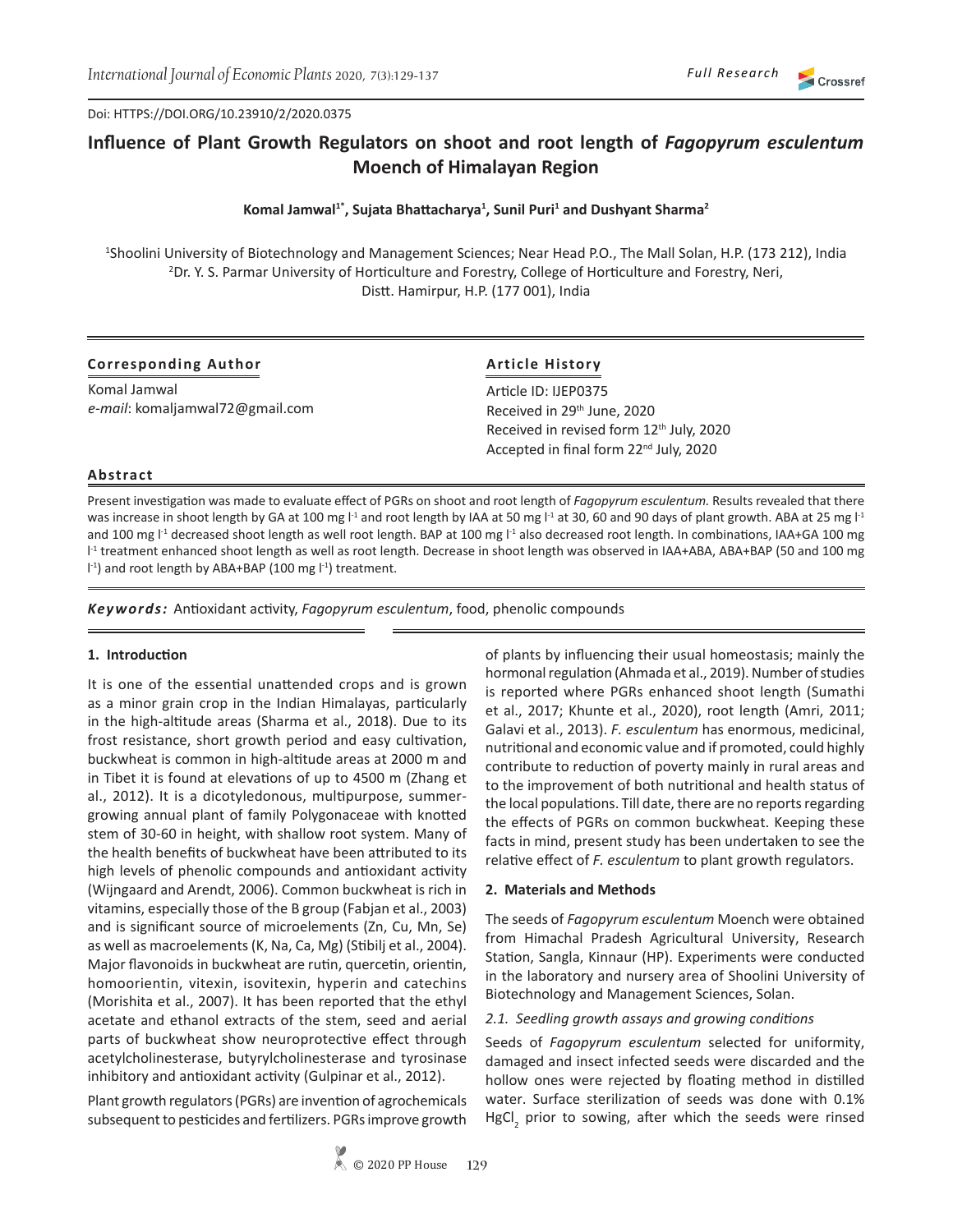Doi: HTTPS://DOI.ORG/10.23910/2/2020.0375

# Influence of Plant Growth Regulators on shoot and root length of *Fagopyrum esculentum* Moench of Himalayan Region

**Komal Jamwal[1*], Sujata Bhattacharya[1], Sunil Puri[1] and Dushyant Sharma[2]**

[1]Shoolini University of Biotechnology and Management Sciences; Near Head P.O., The Mall Solan, H.P. (173 212), India
[2]Dr. Y. S. Parmar University of Horticulture and Forestry, College of Horticulture and Forestry, Neri, Distt. Hamirpur, H.P. (177 001), India

**Corresponding Author**

Komal Jamwal
*e-mail*: komaljamwal72@gmail.com

**Article History**

Article ID: IJEP0375
Received in 29th June, 2020
Received in revised form 12th July, 2020
Accepted in final form 22nd July, 2020

**Abstract**

Present investigation was made to evaluate effect of PGRs on shoot and root length of *Fagopyrum esculentum.* Results revealed that there was increase in shoot length by GA at 100 mg $l^{-1}$ and root length by IAA at 50 mg $l^{-1}$ at 30, 60 and 90 days of plant growth. ABA at 25 mg $l^{-1}$ and 100 mg $l^{-1}$ decreased shoot length as well root length. BAP at 100 mg $l^{-1}$ also decreased root length. In combinations, IAA+GA 100 mg $l^{-1}$ treatment enhanced shoot length as well as root length. Decrease in shoot length was observed in IAA+ABA, ABA+BAP (50 and 100 mg $l^{-1}$) and root length by ABA+BAP (100 mg $l^{-1}$) treatment.

***Keywords:*** Antioxidant activity, *Fagopyrum esculentum*, food, phenolic compounds

## 1. Introduction

It is one of the essential unattended crops and is grown as a minor grain crop in the Indian Himalayas, particularly in the high-altitude areas (Sharma et al., 2018). Due to its frost resistance, short growth period and easy cultivation, buckwheat is common in high-altitude areas at 2000 m and in Tibet it is found at elevations of up to 4500 m (Zhang et al., 2012). It is a dicotyledonous, multipurpose, summer-growing annual plant of family Polygonaceae with knotted stem of 30-60 in height, with shallow root system. Many of the health benefits of buckwheat have been attributed to its high levels of phenolic compounds and antioxidant activity (Wijngaard and Arendt, 2006). Common buckwheat is rich in vitamins, especially those of the B group (Fabjan et al., 2003) and is significant source of microelements (Zn, Cu, Mn, Se) as well as macroelements (K, Na, Ca, Mg) (Stibilj et al., 2004). Major flavonoids in buckwheat are rutin, quercetin, orientin, homoorientin, vitexin, isovitexin, hyperin and catechins (Morishita et al., 2007). It has been reported that the ethyl acetate and ethanol extracts of the stem, seed and aerial parts of buckwheat show neuroprotective effect through acetylcholinesterase, butyrylcholinesterase and tyrosinase inhibitory and antioxidant activity (Gulpinar et al., 2012).

Plant growth regulators (PGRs) are invention of agrochemicals subsequent to pesticides and fertilizers. PGRs improve growth of plants by influencing their usual homeostasis; mainly the hormonal regulation (Ahmada et al., 2019). Number of studies is reported where PGRs enhanced shoot length (Sumathi et al., 2017; Khunte et al., 2020), root length (Amri, 2011; Galavi et al., 2013). *F. esculentum* has enormous, medicinal, nutritional and economic value and if promoted, could highly contribute to reduction of poverty mainly in rural areas and to the improvement of both nutritional and health status of the local populations. Till date, there are no reports regarding the effects of PGRs on common buckwheat. Keeping these facts in mind, present study has been undertaken to see the relative effect of *F. esculentum* to plant growth regulators.

## 2. Materials and Methods

The seeds of *Fagopyrum esculentum* Moench were obtained from Himachal Pradesh Agricultural University, Research Station, Sangla, Kinnaur (HP). Experiments were conducted in the laboratory and nursery area of Shoolini University of Biotechnology and Management Sciences, Solan.

### *2.1. Seedling growth assays and growing conditions*

Seeds of *Fagopyrum esculentum* selected for uniformity, damaged and insect infected seeds were discarded and the hollow ones were rejected by floating method in distilled water. Surface sterilization of seeds was done with 0.1% $HgCl_2$ prior to sowing, after which the seeds were rinsed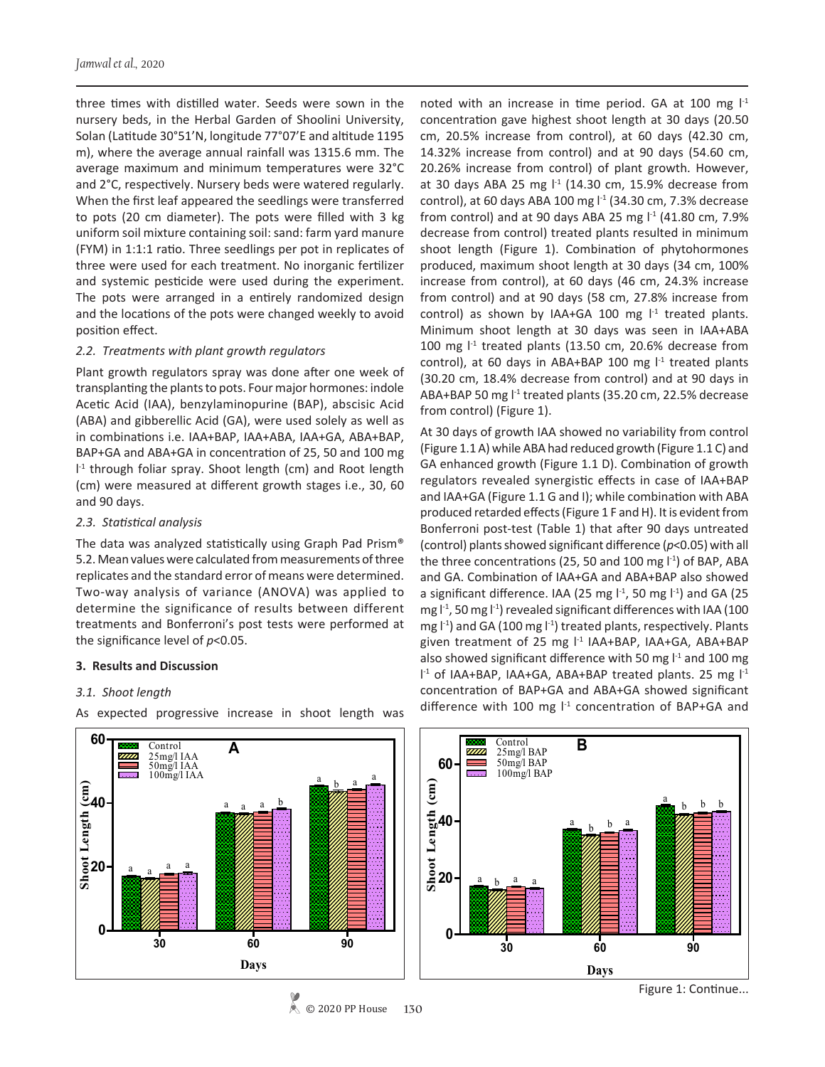three times with distilled water. Seeds were sown in the nursery beds, in the Herbal Garden of Shoolini University, Solan (Latitude 30°51′N, longitude 77°07′E and altitude 1195 m), where the average annual rainfall was 1315.6 mm. The average maximum and minimum temperatures were 32°C and 2°C, respectively. Nursery beds were watered regularly. When the first leaf appeared the seedlings were transferred to pots (20 cm diameter). The pots were filled with 3 kg uniform soil mixture containing soil: sand: farm yard manure (FYM) in 1:1:1 ratio. Three seedlings per pot in replicates of three were used for each treatment. No inorganic fertilizer and systemic pesticide were used during the experiment. The pots were arranged in a entirely randomized design and the locations of the pots were changed weekly to avoid position effect.

### *2.2. Treatments with plant growth regulators*

Plant growth regulators spray was done after one week of transplanting the plants to pots. Four major hormones: indole Acetic Acid (IAA), benzylaminopurine (BAP), abscisic Acid (ABA) and gibberellic Acid (GA), were used solely as well as in combinations i.e. IAA+BAP, IAA+ABA, IAA+GA, ABA+BAP, BAP+GA and ABA+GA in concentration of 25, 50 and 100 mg $l^{-1}$ through foliar spray. Shoot length (cm) and Root length (cm) were measured at different growth stages i.e., 30, 60 and 90 days.

### *2.3. Statistical analysis*

The data was analyzed statistically using Graph Pad Prism® 5.2. Mean values were calculated from measurements of three replicates and the standard error of means were determined. Two-way analysis of variance (ANOVA) was applied to determine the significance of results between different treatments and Bonferroni's post tests were performed at the significance level of $p$<0.05.

## 3. Results and Discussion

### *3.1. Shoot length*

As expected progressive increase in shoot length was noted with an increase in time period. GA at 100 mg $l^{-1}$ concentration gave highest shoot length at 30 days (20.50 cm, 20.5% increase from control), at 60 days (42.30 cm, 14.32% increase from control) and at 90 days (54.60 cm, 20.26% increase from control) of plant growth. However, at 30 days ABA 25 mg $l^{-1}$ (14.30 cm, 15.9% decrease from control), at 60 days ABA 100 mg $l^{-1}$ (34.30 cm, 7.3% decrease from control) and at 90 days ABA 25 mg $l^{-1}$ (41.80 cm, 7.9% decrease from control) treated plants resulted in minimum shoot length (Figure 1). Combination of phytohormones produced, maximum shoot length at 30 days (34 cm, 100% increase from control), at 60 days (46 cm, 24.3% increase from control) and at 90 days (58 cm, 27.8% increase from control) as shown by IAA+GA 100 mg $l^{-1}$ treated plants. Minimum shoot length at 30 days was seen in IAA+ABA 100 mg $l^{-1}$ treated plants (13.50 cm, 20.6% decrease from control), at 60 days in ABA+BAP 100 mg $l^{-1}$ treated plants (30.20 cm, 18.4% decrease from control) and at 90 days in ABA+BAP 50 mg $l^{-1}$ treated plants (35.20 cm, 22.5% decrease from control) (Figure 1).

At 30 days of growth IAA showed no variability from control (Figure 1.1 A) while ABA had reduced growth (Figure 1.1 C) and GA enhanced growth (Figure 1.1 D). Combination of growth regulators revealed synergistic effects in case of IAA+BAP and IAA+GA (Figure 1.1 G and I); while combination with ABA produced retarded effects (Figure 1 F and H). It is evident from Bonferroni post-test (Table 1) that after 90 days untreated (control) plants showed significant difference ($p$<0.05) with all the three concentrations (25, 50 and 100 mg $l^{-1}$) of BAP, ABA and GA. Combination of IAA+GA and ABA+BAP also showed a significant difference. IAA (25 mg $l^{-1}$, 50 mg $l^{-1}$) and GA (25 mg $l^{-1}$, 50 mg $l^{-1}$) revealed significant differences with IAA (100 mg $l^{-1}$) and GA (100 mg $l^{-1}$) treated plants, respectively. Plants given treatment of 25 mg $l^{-1}$ IAA+BAP, IAA+GA, ABA+BAP also showed significant difference with 50 mg $l^{-1}$ and 100 mg $l^{-1}$ of IAA+BAP, IAA+GA, ABA+BAP treated plants. 25 mg $l^{-1}$ concentration of BAP+GA and ABA+GA showed significant difference with 100 mg $l^{-1}$ concentration of BAP+GA and

Figure 1: Continue...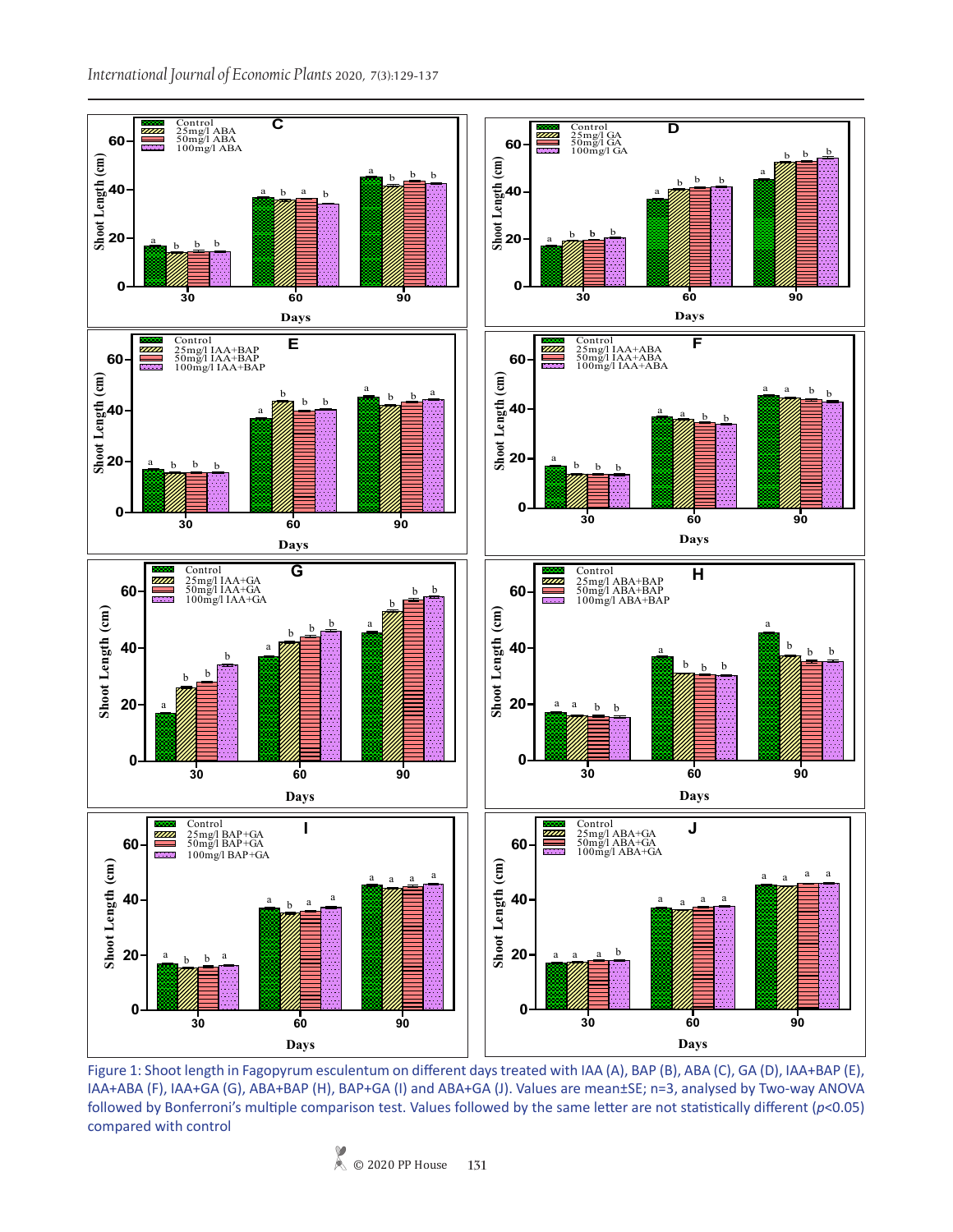Figure 1: Shoot length in Fagopyrum esculentum on different days treated with IAA (A), BAP (B), ABA (C), GA (D), IAA+BAP (E), IAA+ABA (F), IAA+GA (G), ABA+BAP (H), BAP+GA (I) and ABA+GA (J). Values are mean±SE; n=3, analysed by Two-way ANOVA followed by Bonferroni's multiple comparison test. Values followed by the same letter are not statistically different ($p<0.05$) compared with control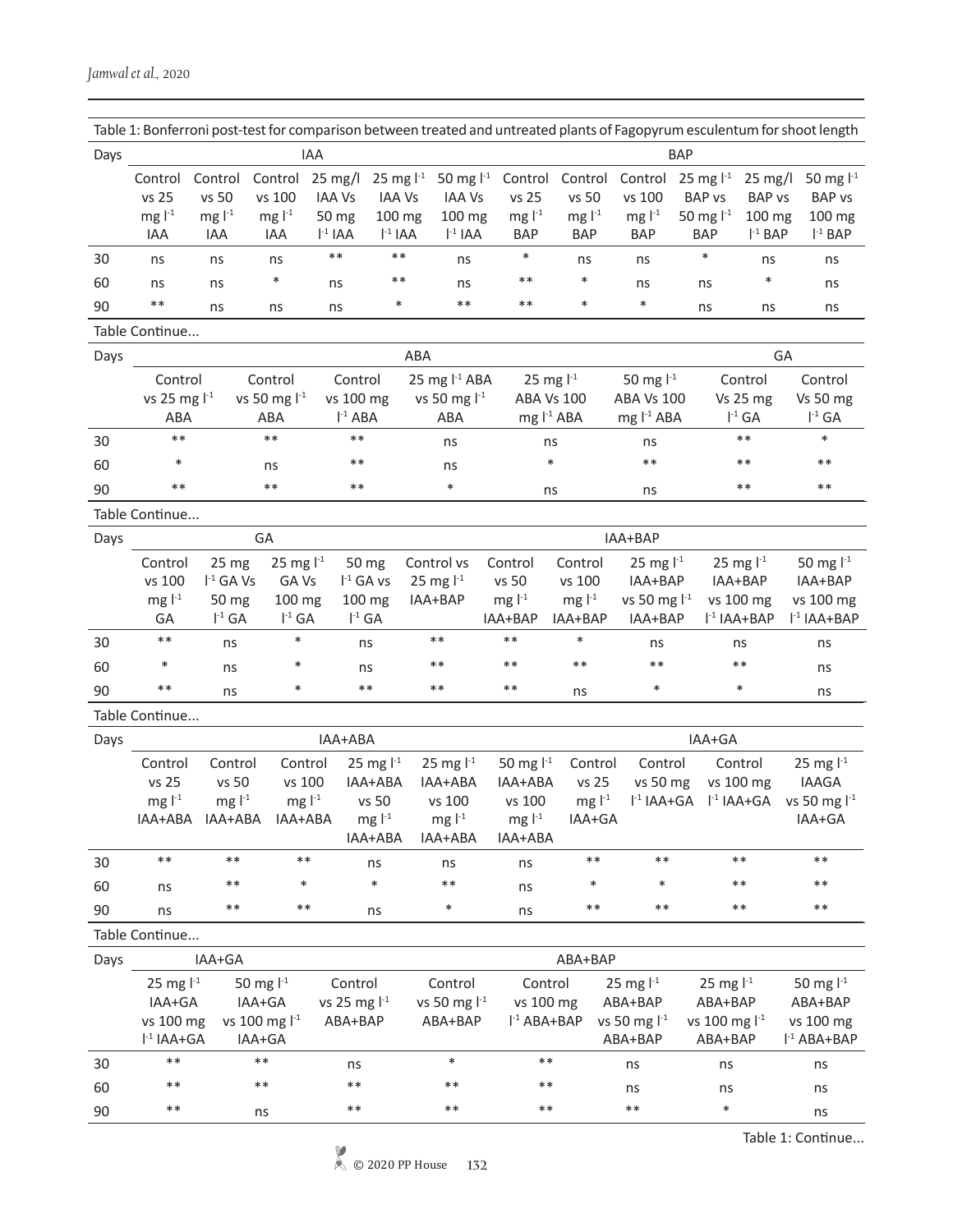Table 1: Bonferroni post-test for comparison between treated and untreated plants of Fagopyrum esculentum for shoot length

| Days | IAA | | | | | | BAP | | | | | |
|---|---|---|---|---|---|---|---|---|---|---|---|---|
| | Control vs 25 mg $l^{-1}$ IAA | Control vs 50 mg $l^{-1}$ IAA | Control vs 100 mg $l^{-1}$ IAA | 25 mg/l IAA Vs 50 mg $l^{-1}$ IAA | 25 mg $l^{-1}$ IAA Vs 100 mg $l^{-1}$ IAA | 50 mg $l^{-1}$ IAA Vs 100 mg $l^{-1}$ IAA | Control vs 25 mg $l^{-1}$ BAP | Control vs 50 mg $l^{-1}$ BAP | Control vs 100 mg $l^{-1}$ BAP | 25 mg $l^{-1}$ BAP vs 50 mg $l^{-1}$ BAP | 25 mg/l BAP vs 100 mg $l^{-1}$ BAP | 50 mg $l^{-1}$ BAP vs 100 mg $l^{-1}$ BAP |
| 30 | ns | ns | ns | ** | ** | ns | * | ns | ns | * | ns | ns |
| 60 | ns | ns | * | ns | ** | ns | ** | * | ns | ns | * | ns |
| 90 | ** | ns | ns | ns | * | ** | ** | * | * | ns | ns | ns |

Table Continue...

| Days | ABA | | | | | | GA | |
|---|---|---|---|---|---|---|---|---|
| | Control vs 25 mg $l^{-1}$ ABA | Control vs 50 mg $l^{-1}$ ABA | Control vs 100 mg $l^{-1}$ ABA | 25 mg $l^{-1}$ ABA vs 50 mg $l^{-1}$ ABA | 25 mg $l^{-1}$ ABA Vs 100 mg $l^{-1}$ ABA | 50 mg $l^{-1}$ ABA Vs 100 mg $l^{-1}$ ABA | Control Vs 25 mg $l^{-1}$ GA | Control Vs 50 mg $l^{-1}$ GA |
| 30 | ** | ** | ** | ns | ns | ns | ** | * |
| 60 | * | ns | ** | ns | * | ** | ** | ** |
| 90 | ** | ** | ** | * | ns | ns | ** | ** |

Table Continue...

| Days | GA | | | | IAA+BAP | | | | | |
|---|---|---|---|---|---|---|---|---|---|---|
| | Control vs 100 mg $l^{-1}$ GA | 25 mg $l^{-1}$ GA Vs 50 mg $l^{-1}$ GA | 25 mg $l^{-1}$ GA Vs 100 mg $l^{-1}$ GA | 50 mg $l^{-1}$ GA vs 100 mg $l^{-1}$ GA | Control vs 25 mg $l^{-1}$ IAA+BAP | Control vs 50 mg $l^{-1}$ IAA+BAP | Control vs 100 mg $l^{-1}$ IAA+BAP | 25 mg $l^{-1}$ IAA+BAP vs 50 mg $l^{-1}$ IAA+BAP | 25 mg $l^{-1}$ IAA+BAP vs 100 mg $l^{-1}$ IAA+BAP | 50 mg $l^{-1}$ IAA+BAP vs 100 mg $l^{-1}$ IAA+BAP |
| 30 | ** | ns | * | ns | ** | ** | * | ns | ns | ns |
| 60 | * | ns | * | ns | ** | ** | ** | ** | ** | ns |
| 90 | ** | ns | * | ** | ** | ** | ns | * | * | ns |

Table Continue...

| Days | IAA+ABA | | | | | | IAA+GA | | | |
|---|---|---|---|---|---|---|---|---|---|---|
| | Control vs 25 mg $l^{-1}$ IAA+ABA | Control vs 50 mg $l^{-1}$ IAA+ABA | Control vs 100 mg $l^{-1}$ IAA+ABA | 25 mg $l^{-1}$ IAA+ABA vs 50 mg $l^{-1}$ IAA+ABA | 25 mg $l^{-1}$ IAA+ABA vs 100 mg $l^{-1}$ IAA+ABA | 50 mg $l^{-1}$ IAA+ABA vs 100 mg $l^{-1}$ IAA+ABA | Control vs 25 mg $l^{-1}$ IAA+GA | Control vs 50 mg $l^{-1}$ IAA+GA | Control vs 100 mg $l^{-1}$ IAA+GA | 25 mg $l^{-1}$ IAAGA vs 50 mg $l^{-1}$ IAA+GA |
| 30 | ** | ** | ** | ns | ns | ns | ** | ** | ** | ** |
| 60 | ns | ** | * | * | ** | ns | * | * | ** | ** |
| 90 | ns | ** | ** | ns | * | ns | ** | ** | ** | ** |

Table Continue...

| Days | IAA+GA | | ABA+BAP | | | | | |
|---|---|---|---|---|---|---|---|---|
| | 25 mg $l^{-1}$ IAA+GA vs 100 mg $l^{-1}$ IAA+GA | 50 mg $l^{-1}$ IAA+GA vs 100 mg $l^{-1}$ IAA+GA | Control vs 25 mg $l^{-1}$ ABA+BAP | Control vs 50 mg $l^{-1}$ ABA+BAP | Control vs 100 mg $l^{-1}$ ABA+BAP | 25 mg $l^{-1}$ ABA+BAP vs 50 mg $l^{-1}$ ABA+BAP | 25 mg $l^{-1}$ ABA+BAP vs 100 mg $l^{-1}$ ABA+BAP | 50 mg $l^{-1}$ ABA+BAP vs 100 mg $l^{-1}$ ABA+BAP |
| 30 | ** | ** | ns | * | ** | ns | ns | ns |
| 60 | ** | ** | ** | ** | ** | ns | ns | ns |
| 90 | ** | ns | ** | ** | ** | ** | * | ns |

Table 1: Continue...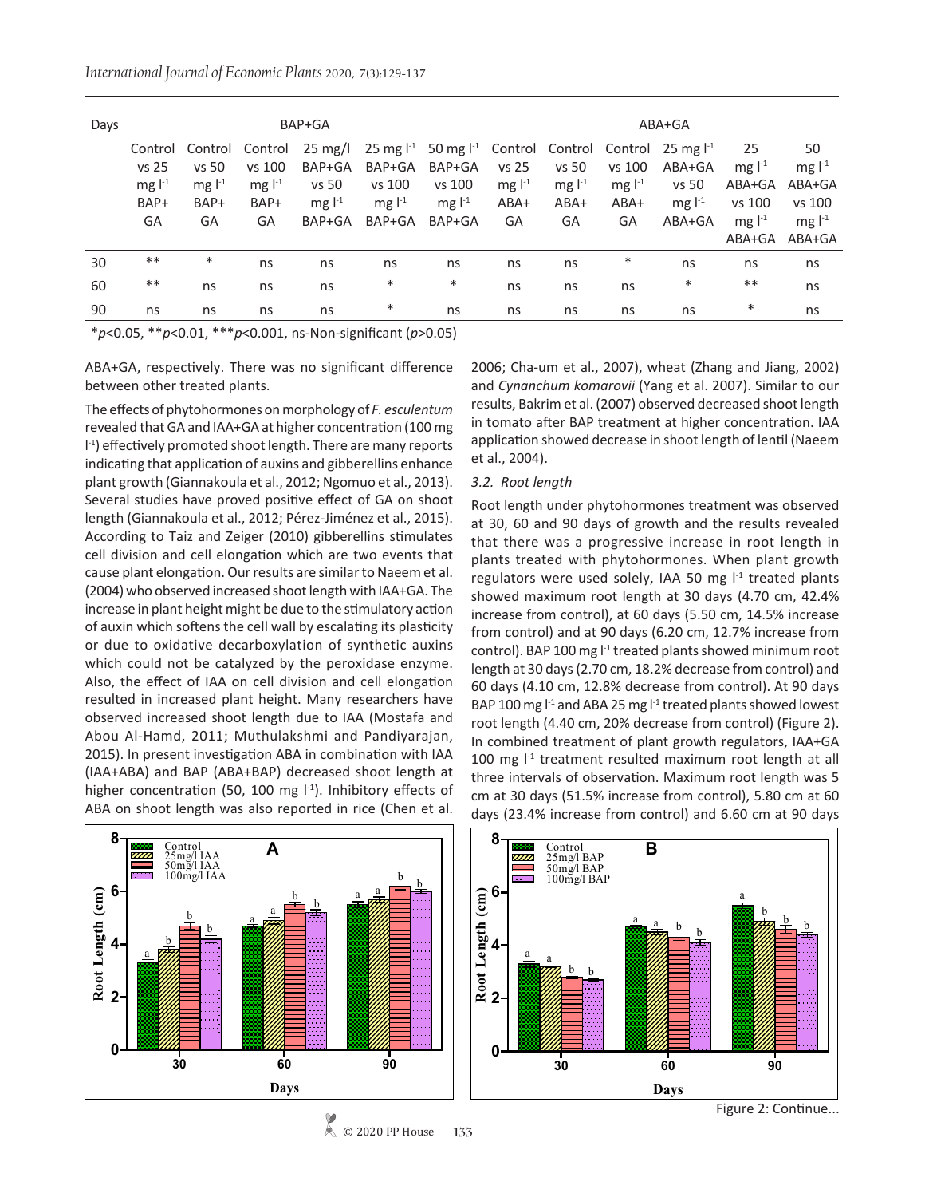| Days | BAP+GA | | | | | | ABA+GA | | | | | |
|---|---|---|---|---|---|---|---|---|---|---|---|---|
| | Control vs 25 mg $l^{-1}$ BAP+ GA | Control vs 50 mg $l^{-1}$ BAP+ GA | Control vs 100 mg $l^{-1}$ BAP+ GA | 25 mg/l BAP+GA vs 50 mg $l^{-1}$ BAP+GA | 25 mg $l^{-1}$ BAP+GA vs 100 mg $l^{-1}$ BAP+GA | 50 mg $l^{-1}$ BAP+GA vs 100 mg $l^{-1}$ BAP+GA | Control vs 25 mg $l^{-1}$ ABA+ GA | Control vs 50 mg $l^{-1}$ ABA+ GA | Control vs 100 mg $l^{-1}$ ABA+ GA | 25 mg $l^{-1}$ ABA+GA vs 50 mg $l^{-1}$ ABA+GA | 25 mg $l^{-1}$ ABA+GA vs 100 mg $l^{-1}$ ABA+GA | 50 mg $l^{-1}$ ABA+GA vs 100 mg $l^{-1}$ ABA+GA |
| 30 | ** | * | ns | ns | ns | ns | ns | ns | * | ns | ns | ns |
| 60 | ** | ns | ns | ns | * | * | ns | ns | ns | * | ** | ns |
| 90 | ns | ns | ns | ns | * | ns | ns | ns | ns | ns | * | ns |

*$p<0.05$, **$p<0.01$, ***$p<0.001$, ns-Non-significant ($p>0.05$)

ABA+GA, respectively. There was no significant difference between other treated plants.

The effects of phytohormones on morphology of *F. esculentum* revealed that GA and IAA+GA at higher concentration (100 mg $l^{-1}$) effectively promoted shoot length. There are many reports indicating that application of auxins and gibberellins enhance plant growth (Giannakoula et al., 2012; Ngomuo et al., 2013). Several studies have proved positive effect of GA on shoot length (Giannakoula et al., 2012; Pérez-Jiménez et al., 2015). According to Taiz and Zeiger (2010) gibberellins stimulates cell division and cell elongation which are two events that cause plant elongation. Our results are similar to Naeem et al. (2004) who observed increased shoot length with IAA+GA. The increase in plant height might be due to the stimulatory action of auxin which softens the cell wall by escalating its plasticity or due to oxidative decarboxylation of synthetic auxins which could not be catalyzed by the peroxidase enzyme. Also, the effect of IAA on cell division and cell elongation resulted in increased plant height. Many researchers have observed increased shoot length due to IAA (Mostafa and Abou Al-Hamd, 2011; Muthulakshmi and Pandiyarajan, 2015). In present investigation ABA in combination with IAA (IAA+ABA) and BAP (ABA+BAP) decreased shoot length at higher concentration (50, 100 mg $l^{-1}$). Inhibitory effects of ABA on shoot length was also reported in rice (Chen et al. 2006; Cha-um et al., 2007), wheat (Zhang and Jiang, 2002) and *Cynanchum komarovii* (Yang et al. 2007). Similar to our results, Bakrim et al. (2007) observed decreased shoot length in tomato after BAP treatment at higher concentration. IAA application showed decrease in shoot length of lentil (Naeem et al., 2004).

### 3.2. Root length

Root length under phytohormones treatment was observed at 30, 60 and 90 days of growth and the results revealed that there was a progressive increase in root length in plants treated with phytohormones. When plant growth regulators were used solely, IAA 50 mg $l^{-1}$ treated plants showed maximum root length at 30 days (4.70 cm, 42.4% increase from control), at 60 days (5.50 cm, 14.5% increase from control) and at 90 days (6.20 cm, 12.7% increase from control). BAP 100 mg $l^{-1}$ treated plants showed minimum root length at 30 days (2.70 cm, 18.2% decrease from control) and 60 days (4.10 cm, 12.8% decrease from control). At 90 days BAP 100 mg $l^{-1}$ and ABA 25 mg $l^{-1}$ treated plants showed lowest root length (4.40 cm, 20% decrease from control) (Figure 2). In combined treatment of plant growth regulators, IAA+GA 100 mg $l^{-1}$ treatment resulted maximum root length at all three intervals of observation. Maximum root length was 5 cm at 30 days (51.5% increase from control), 5.80 cm at 60 days (23.4% increase from control) and 6.60 cm at 90 days

Figure 2: Continue...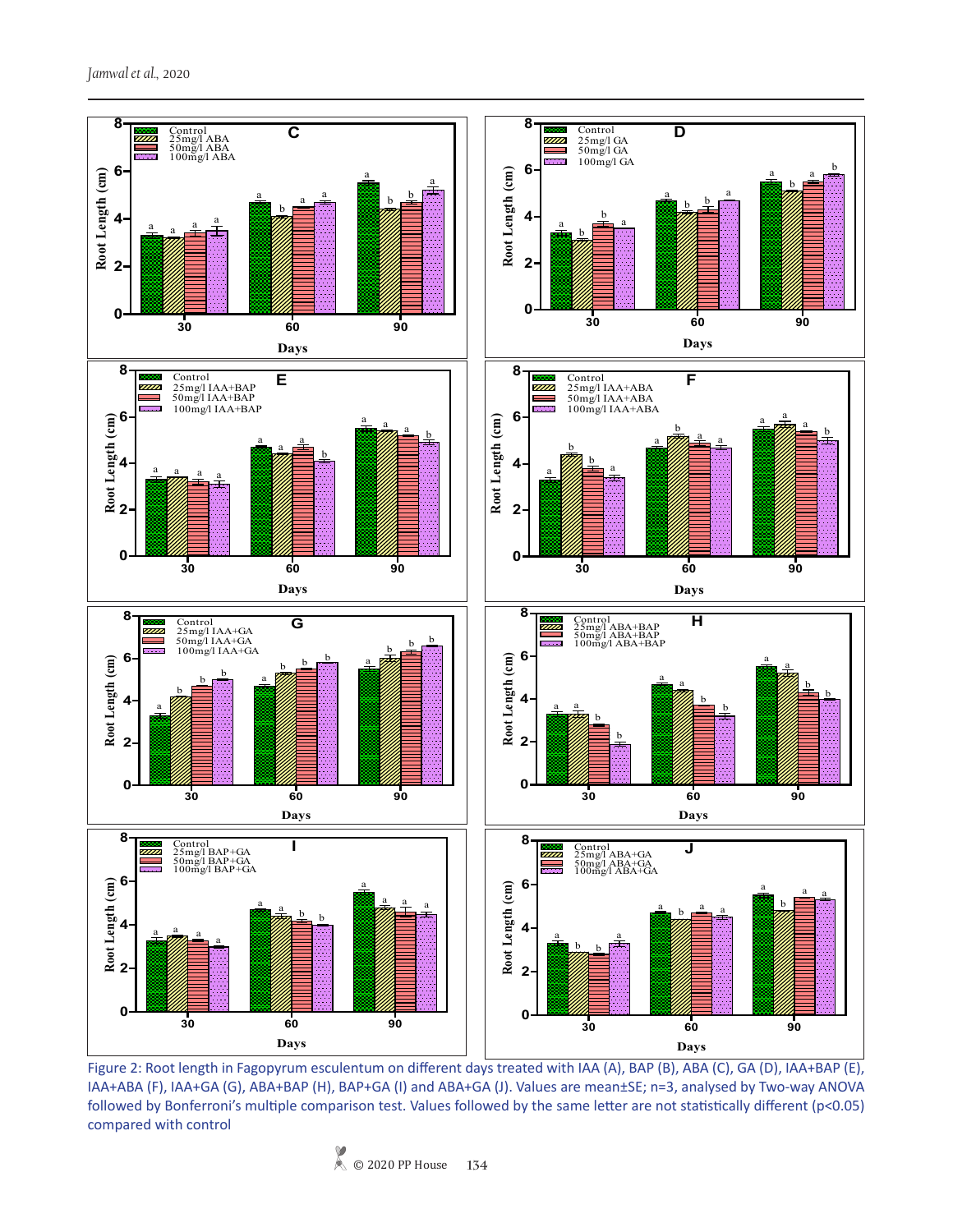Figure 2: Root length in Fagopyrum esculentum on different days treated with IAA (A), BAP (B), ABA (C), GA (D), IAA+BAP (E), IAA+ABA (F), IAA+GA (G), ABA+BAP (H), BAP+GA (I) and ABA+GA (J). Values are mean±SE; n=3, analysed by Two-way ANOVA followed by Bonferroni's multiple comparison test. Values followed by the same letter are not statistically different ($p<0.05$) compared with control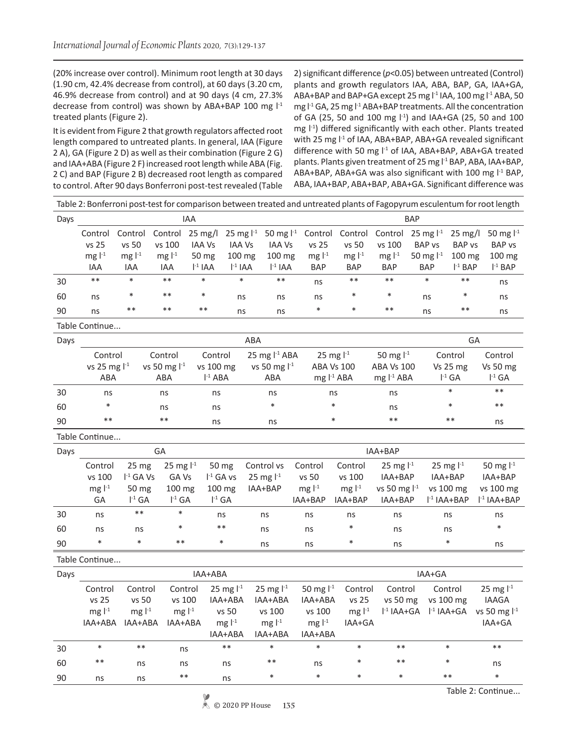(20% increase over control). Minimum root length at 30 days (1.90 cm, 42.4% decrease from control), at 60 days (3.20 cm, 46.9% decrease from control) and at 90 days (4 cm, 27.3% decrease from control) was shown by ABA+BAP 100 mg $l^{-1}$ treated plants (Figure 2).

It is evident from Figure 2 that growth regulators affected root length compared to untreated plants. In general, IAA (Figure 2 A), GA (Figure 2 D) as well as their combination (Figure 2 G) and IAA+ABA (Figure 2 F) increased root length while ABA (Fig. 2 C) and BAP (Figure 2 B) decreased root length as compared to control. After 90 days Bonferroni post-test revealed (Table 2) significant difference ($p$<0.05) between untreated (Control) plants and growth regulators IAA, ABA, BAP, GA, IAA+GA, ABA+BAP and BAP+GA except 25 mg $l^{-1}$ IAA, 100 mg $l^{-1}$ ABA, 50 mg $l^{-1}$ GA, 25 mg $l^{-1}$ ABA+BAP treatments. All the concentration of GA (25, 50 and 100 mg $l^{-1}$) and IAA+GA (25, 50 and 100 mg $l^{-1}$) differed significantly with each other. Plants treated with 25 mg $l^{-1}$ of IAA, ABA+BAP, ABA+GA revealed significant difference with 50 mg $l^{-1}$ of IAA, ABA+BAP, ABA+GA treated plants. Plants given treatment of 25 mg $l^{-1}$ BAP, ABA, IAA+BAP, ABA+BAP, ABA+GA was also significant with 100 mg $l^{-1}$ BAP, ABA, IAA+BAP, ABA+BAP, ABA+GA. Significant difference was

Table 2: Bonferroni post-test for comparison between treated and untreated plants of Fagopyrum esculentum for root length

| Days | IAA | | | | | | BAP | | | | | |
|---|---|---|---|---|---|---|---|---|---|---|---|---|
| | Control vs 25 mg $l^{-1}$ IAA | Control vs 50 mg $l^{-1}$ IAA | Control vs 100 mg $l^{-1}$ IAA | 25 mg/l IAA Vs 50 mg $l^{-1}$ IAA | 25 mg $l^{-1}$ IAA Vs 100 mg $l^{-1}$ IAA | 50 mg $l^{-1}$ IAA Vs 100 mg $l^{-1}$ IAA | Control vs 25 mg $l^{-1}$ BAP | Control vs 50 mg $l^{-1}$ BAP | Control vs 100 mg $l^{-1}$ BAP | 25 mg $l^{-1}$ BAP vs 50 mg $l^{-1}$ BAP | 25 mg/l BAP vs 100 mg $l^{-1}$ BAP | 50 mg $l^{-1}$ BAP vs 100 mg $l^{-1}$ BAP |
| 30 | ** | * | ** | * | * | ** | ns | ** | ** | * | ** | ns |
| 60 | ns | * | ** | * | ns | ns | ns | * | * | ns | * | ns |
| 90 | ns | ** | ** | ** | ns | ns | * | * | ** | ns | ** | ns |

Table Continue...

| Days | ABA | | | | | | GA | |
|---|---|---|---|---|---|---|---|---|
| | Control vs 25 mg $l^{-1}$ ABA | Control vs 50 mg $l^{-1}$ ABA | Control vs 100 mg $l^{-1}$ ABA | 25 mg $l^{-1}$ ABA vs 50 mg $l^{-1}$ ABA | 25 mg $l^{-1}$ ABA Vs 100 mg $l^{-1}$ ABA | 50 mg $l^{-1}$ ABA Vs 100 mg $l^{-1}$ ABA | Control Vs 25 mg $l^{-1}$ GA | Control Vs 50 mg $l^{-1}$ GA |
| 30 | ns | ns | ns | ns | ns | ns | * | ** |
| 60 | * | ns | ns | * | * | ns | * | ** |
| 90 | ** | ** | ns | ns | * | ** | ** | ns |

Table Continue...

| Days | GA | | | | IAA+BAP | | | | | |
|---|---|---|---|---|---|---|---|---|---|---|
| | Control vs 100 mg $l^{-1}$ GA | 25 mg $l^{-1}$ GA Vs 50 mg $l^{-1}$ GA | 25 mg $l^{-1}$ GA Vs 100 mg $l^{-1}$ GA | 50 mg $l^{-1}$ GA vs 100 mg $l^{-1}$ GA | Control vs 25 mg $l^{-1}$ IAA+BAP | Control vs 50 mg $l^{-1}$ IAA+BAP | Control vs 100 mg $l^{-1}$ IAA+BAP | 25 mg $l^{-1}$ IAA+BAP vs 50 mg $l^{-1}$ IAA+BAP | 25 mg $l^{-1}$ IAA+BAP vs 100 mg $l^{-1}$ IAA+BAP | 50 mg $l^{-1}$ IAA+BAP vs 100 mg $l^{-1}$ IAA+BAP |
| 30 | ns | ** | * | ns | ns | ns | ns | ns | ns | ns |
| 60 | ns | ns | * | ** | ns | ns | * | ns | ns | * |
| 90 | * | * | ** | * | ns | ns | * | ns | * | ns |

Table Continue...

| Days | IAA+ABA | | | | | | IAA+GA | | | |
|---|---|---|---|---|---|---|---|---|---|---|
| | Control vs 25 mg $l^{-1}$ IAA+ABA | Control vs 50 mg $l^{-1}$ IAA+ABA | Control vs 100 mg $l^{-1}$ IAA+ABA | 25 mg $l^{-1}$ IAA+ABA vs 50 mg $l^{-1}$ IAA+ABA | 25 mg $l^{-1}$ IAA+ABA vs 100 mg $l^{-1}$ IAA+ABA | 50 mg $l^{-1}$ IAA+ABA vs 100 mg $l^{-1}$ IAA+ABA | Control vs 25 mg $l^{-1}$ IAA+GA | Control vs 50 mg $l^{-1}$ IAA+GA | Control vs 100 mg $l^{-1}$ IAA+GA | 25 mg $l^{-1}$ IAAGA vs 50 mg $l^{-1}$ IAA+GA |
| 30 | * | ** | ns | ** | * | * | * | ** | * | ** |
| 60 | ** | ns | ns | ns | ** | ns | * | ** | * | ns |
| 90 | ns | ns | ** | ns | * | * | * | * | ** | * |

Table 2: Continue...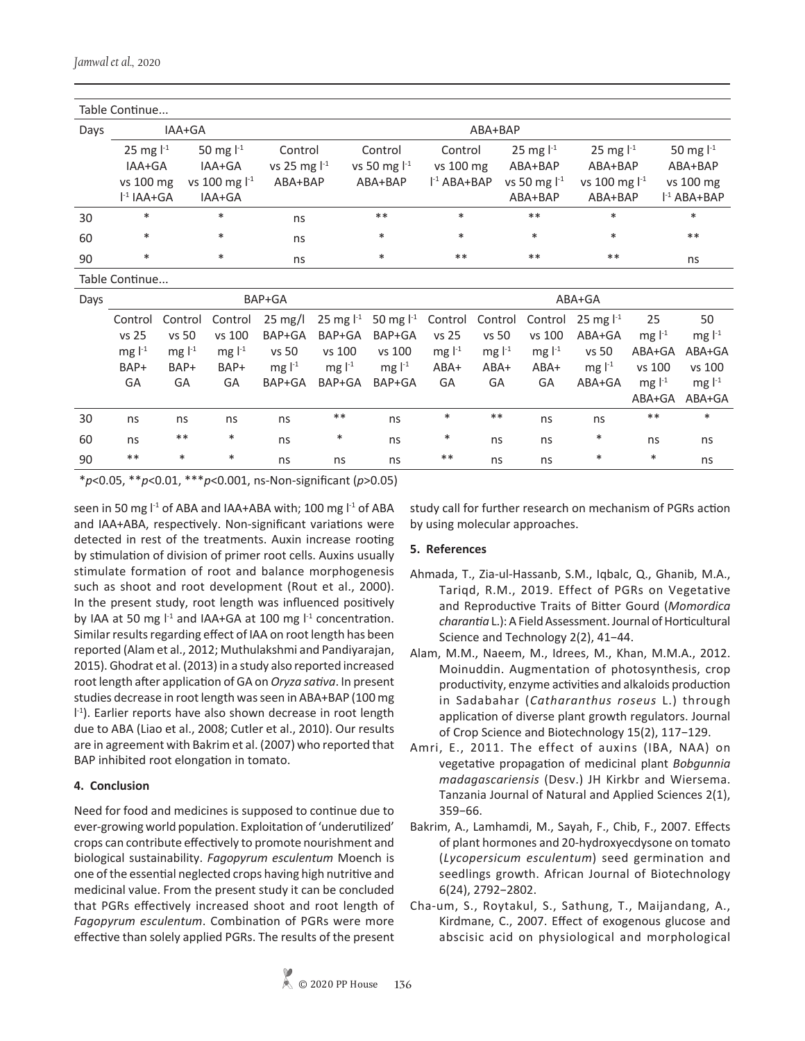Table Continue...

| Days | IAA+GA | | ABA+BAP | | | | | |
|---|---|---|---|---|---|---|---|---|
| | 25 mg $l^{-1}$ IAA+GA vs 100 mg $l^{-1}$ IAA+GA | 50 mg $l^{-1}$ IAA+GA vs 100 mg $l^{-1}$ IAA+GA | Control vs 25 mg $l^{-1}$ ABA+BAP | Control vs 50 mg $l^{-1}$ ABA+BAP | Control vs 100 mg $l^{-1}$ ABA+BAP | 25 mg $l^{-1}$ ABA+BAP vs 50 mg $l^{-1}$ ABA+BAP | 25 mg $l^{-1}$ ABA+BAP vs 100 mg $l^{-1}$ ABA+BAP | 50 mg $l^{-1}$ ABA+BAP vs 100 mg $l^{-1}$ ABA+BAP |
| 30 | * | * | ns | ** | * | ** | * | * |
| 60 | * | * | ns | * | * | * | * | ** |
| 90 | * | * | ns | * | ** | ** | ** | ns |

Table Continue...

| Days | BAP+GA | | | | | | ABA+GA | | | | | |
|---|---|---|---|---|---|---|---|---|---|---|---|---|
| | Control vs 25 mg $l^{-1}$ BAP+ GA | Control vs 50 mg $l^{-1}$ BAP+ GA | Control vs 100 mg $l^{-1}$ BAP+ GA | 25 mg/l BAP+GA vs 50 mg $l^{-1}$ BAP+GA | 25 mg $l^{-1}$ BAP+GA vs 100 mg $l^{-1}$ BAP+GA | 50 mg $l^{-1}$ BAP+GA vs 100 mg $l^{-1}$ BAP+GA | Control vs 25 mg $l^{-1}$ ABA+ GA | Control vs 50 mg $l^{-1}$ ABA+ GA | Control vs 100 mg $l^{-1}$ ABA+ GA | 25 mg $l^{-1}$ ABA+GA vs 50 mg $l^{-1}$ ABA+GA | 25 mg $l^{-1}$ ABA+GA vs 100 mg $l^{-1}$ ABA+GA | 50 mg $l^{-1}$ ABA+GA vs 100 mg $l^{-1}$ ABA+GA |
| 30 | ns | ns | ns | ns | ** | ns | * | ** | ns | ns | ** | * |
| 60 | ns | ** | * | ns | * | ns | * | ns | ns | * | ns | ns |
| 90 | ** | * | * | ns | ns | ns | ** | ns | ns | * | * | ns |

*$p<0.05$, **$p<0.01$, ***$p<0.001$, ns-Non-significant ($p>0.05$)

seen in 50 mg $l^{-1}$ of ABA and IAA+ABA with; 100 mg $l^{-1}$ of ABA and IAA+ABA, respectively. Non-significant variations were detected in rest of the treatments. Auxin increase rooting by stimulation of division of primer root cells. Auxins usually stimulate formation of root and balance morphogenesis such as shoot and root development (Rout et al., 2000). In the present study, root length was influenced positively by IAA at 50 mg $l^{-1}$ and IAA+GA at 100 mg $l^{-1}$ concentration. Similar results regarding effect of IAA on root length has been reported (Alam et al., 2012; Muthulakshmi and Pandiyarajan, 2015). Ghodrat et al. (2013) in a study also reported increased root length after application of GA on *Oryza sativa*. In present studies decrease in root length was seen in ABA+BAP (100 mg $l^{-1}$). Earlier reports have also shown decrease in root length due to ABA (Liao et al., 2008; Cutler et al., 2010). Our results are in agreement with Bakrim et al. (2007) who reported that BAP inhibited root elongation in tomato.

## 4. Conclusion

Need for food and medicines is supposed to continue due to ever-growing world population. Exploitation of 'underutilized' crops can contribute effectively to promote nourishment and biological sustainability. *Fagopyrum esculentum* Moench is one of the essential neglected crops having high nutritive and medicinal value. From the present study it can be concluded that PGRs effectively increased shoot and root length of *Fagopyrum esculentum*. Combination of PGRs were more effective than solely applied PGRs. The results of the present study call for further research on mechanism of PGRs action by using molecular approaches.

## 5. References

Ahmada, T., Zia-ul-Hassanb, S.M., Iqbalc, Q., Ghanib, M.A., Tariqd, R.M., 2019. Effect of PGRs on Vegetative and Reproductive Traits of Bitter Gourd (*Momordica charantia* L.): A Field Assessment. Journal of Horticultural Science and Technology 2(2), 41−44.

Alam, M.M., Naeem, M., Idrees, M., Khan, M.M.A., 2012. Moinuddin. Augmentation of photosynthesis, crop productivity, enzyme activities and alkaloids production in Sadabahar (*Catharanthus roseus* L.) through application of diverse plant growth regulators. Journal of Crop Science and Biotechnology 15(2), 117−129.

Amri, E., 2011. The effect of auxins (IBA, NAA) on vegetative propagation of medicinal plant *Bobgunnia madagascariensis* (Desv.) JH Kirkbr and Wiersema. Tanzania Journal of Natural and Applied Sciences 2(1), 359−66.

Bakrim, A., Lamhamdi, M., Sayah, F., Chib, F., 2007. Effects of plant hormones and 20-hydroxyecdysone on tomato (*Lycopersicum esculentum*) seed germination and seedlings growth. African Journal of Biotechnology 6(24), 2792−2802.

Cha-um, S., Roytakul, S., Sathung, T., Maijandang, A., Kirdmane, C., 2007. Effect of exogenous glucose and abscisic acid on physiological and morphological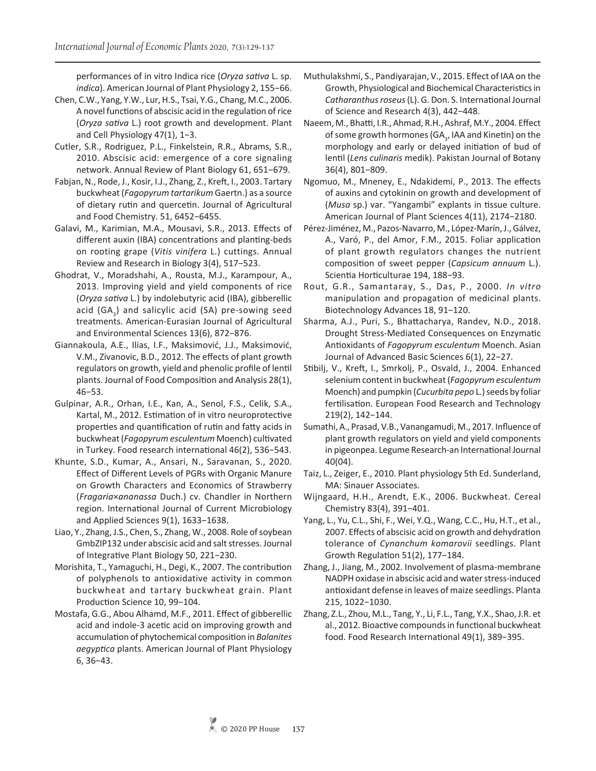performances of in vitro Indica rice (*Oryza sativa* L. sp. *indica*). American Journal of Plant Physiology 2, 155−66.

Chen, C.W., Yang, Y.W., Lur, H.S., Tsai, Y.G., Chang, M.C., 2006. A novel functions of abscisic acid in the regulation of rice (*Oryza sativa* L.) root growth and development. Plant and Cell Physiology 47(1), 1−3.

Cutler, S.R., Rodriguez, P.L., Finkelstein, R.R., Abrams, S.R., 2010. Abscisic acid: emergence of a core signaling network. Annual Review of Plant Biology 61, 651−679.

Fabjan, N., Rode, J., Kosir, I.J., Zhang, Z., Kreft, I., 2003. Tartary buckwheat (*Fagopyrum tartarikum* Gaertn.) as a source of dietary rutin and quercetin. Journal of Agricultural and Food Chemistry. 51, 6452−6455.

Galavi, M., Karimian, M.A., Mousavi, S.R., 2013. Effects of different auxin (IBA) concentrations and planting-beds on rooting grape (*Vitis vinifera* L.) cuttings. Annual Review and Research in Biology 3(4), 517−523.

Ghodrat, V., Moradshahi, A., Rousta, M.J., Karampour, A., 2013. Improving yield and yield components of rice (*Oryza sativa* L.) by indolebutyric acid (IBA), gibberellic acid ($GA_3$) and salicylic acid (SA) pre-sowing seed treatments. American-Eurasian Journal of Agricultural and Environmental Sciences 13(6), 872−876.

Giannakoula, A.E., Ilias, I.F., Maksimović, J.J., Maksimović, V.M., Zivanovic, B.D., 2012. The effects of plant growth regulators on growth, yield and phenolic profile of lentil plants. Journal of Food Composition and Analysis 28(1), 46−53.

Gulpinar, A.R., Orhan, I.E., Kan, A., Senol, F.S., Celik, S.A., Kartal, M., 2012. Estimation of in vitro neuroprotective properties and quantification of rutin and fatty acids in buckwheat (*Fagopyrum esculentum* Moench) cultivated in Turkey. Food research international 46(2), 536−543.

Khunte, S.D., Kumar, A., Ansari, N., Saravanan, S., 2020. Effect of Different Levels of PGRs with Organic Manure on Growth Characters and Economics of Strawberry (*Fragaria×ananassa* Duch.) cv. Chandler in Northern region. International Journal of Current Microbiology and Applied Sciences 9(1), 1633−1638.

Liao, Y., Zhang, J.S., Chen, S., Zhang, W., 2008. Role of soybean GmbZIP132 under abscisic acid and salt stresses. Journal of Integrative Plant Biology 50, 221−230.

Morishita, T., Yamaguchi, H., Degi, K., 2007. The contribution of polyphenols to antioxidative activity in common buckwheat and tartary buckwheat grain. Plant Production Science 10, 99−104.

Mostafa, G.G., Abou Alhamd, M.F., 2011. Effect of gibberellic acid and indole-3 acetic acid on improving growth and accumulation of phytochemical composition in *Balanites aegyptica* plants. American Journal of Plant Physiology 6, 36−43.

Muthulakshmi, S., Pandiyarajan, V., 2015. Effect of IAA on the Growth, Physiological and Biochemical Characteristics in *Catharanthus roseus* (L). G. Don. S. International Journal of Science and Research 4(3), 442−448.

Naeem, M., Bhatti, I.R., Ahmad, R.H., Ashraf, M.Y., 2004. Effect of some growth hormones ($GA_3$, IAA and Kinetin) on the morphology and early or delayed initiation of bud of lentil (*Lens culinaris* medik). Pakistan Journal of Botany 36(4), 801−809.

Ngomuo, M., Mneney, E., Ndakidemi, P., 2013. The effects of auxins and cytokinin on growth and development of (*Musa* sp.) var. "Yangambi" explants in tissue culture. American Journal of Plant Sciences 4(11), 2174−2180.

Pérez-Jiménez, M., Pazos-Navarro, M., López-Marín, J., Gálvez, A., Varó, P., del Amor, F.M., 2015. Foliar application of plant growth regulators changes the nutrient composition of sweet pepper (*Capsicum annuum* L.). Scientia Horticulturae 194, 188−93.

Rout, G.R., Samantaray, S., Das, P., 2000. *In vitro* manipulation and propagation of medicinal plants. Biotechnology Advances 18, 91−120.

Sharma, A.J., Puri, S., Bhattacharya, Randev, N.D., 2018. Drought Stress-Mediated Consequences on Enzymatic Antioxidants of *Fagopyrum esculentum* Moench. Asian Journal of Advanced Basic Sciences 6(1), 22−27.

Stibilj, V., Kreft, I., Smrkolj, P., Osvald, J., 2004. Enhanced selenium content in buckwheat (*Fagopyrum esculentum* Moench) and pumpkin (*Cucurbita pepo* L.) seeds by foliar fertilisation. European Food Research and Technology 219(2), 142−144.

Sumathi, A., Prasad, V.B., Vanangamudi, M., 2017. Influence of plant growth regulators on yield and yield components in pigeonpea. Legume Research-an International Journal 40(04).

Taiz, L., Zeiger, E., 2010. Plant physiology 5th Ed. Sunderland, MA: Sinauer Associates.

Wijngaard, H.H., Arendt, E.K., 2006. Buckwheat. Cereal Chemistry 83(4), 391−401.

Yang, L., Yu, C.L., Shi, F., Wei, Y.Q., Wang, C.C., Hu, H.T., et al., 2007. Effects of abscisic acid on growth and dehydration tolerance of *Cynanchum komarovii* seedlings. Plant Growth Regulation 51(2), 177−184.

Zhang, J., Jiang, M., 2002. Involvement of plasma-membrane NADPH oxidase in abscisic acid and water stress-induced antioxidant defense in leaves of maize seedlings. Planta 215, 1022−1030.

Zhang, Z.L., Zhou, M.L., Tang, Y., Li, F.L., Tang, Y.X., Shao, J.R. et al., 2012. Bioactive compounds in functional buckwheat food. Food Research International 49(1), 389−395.